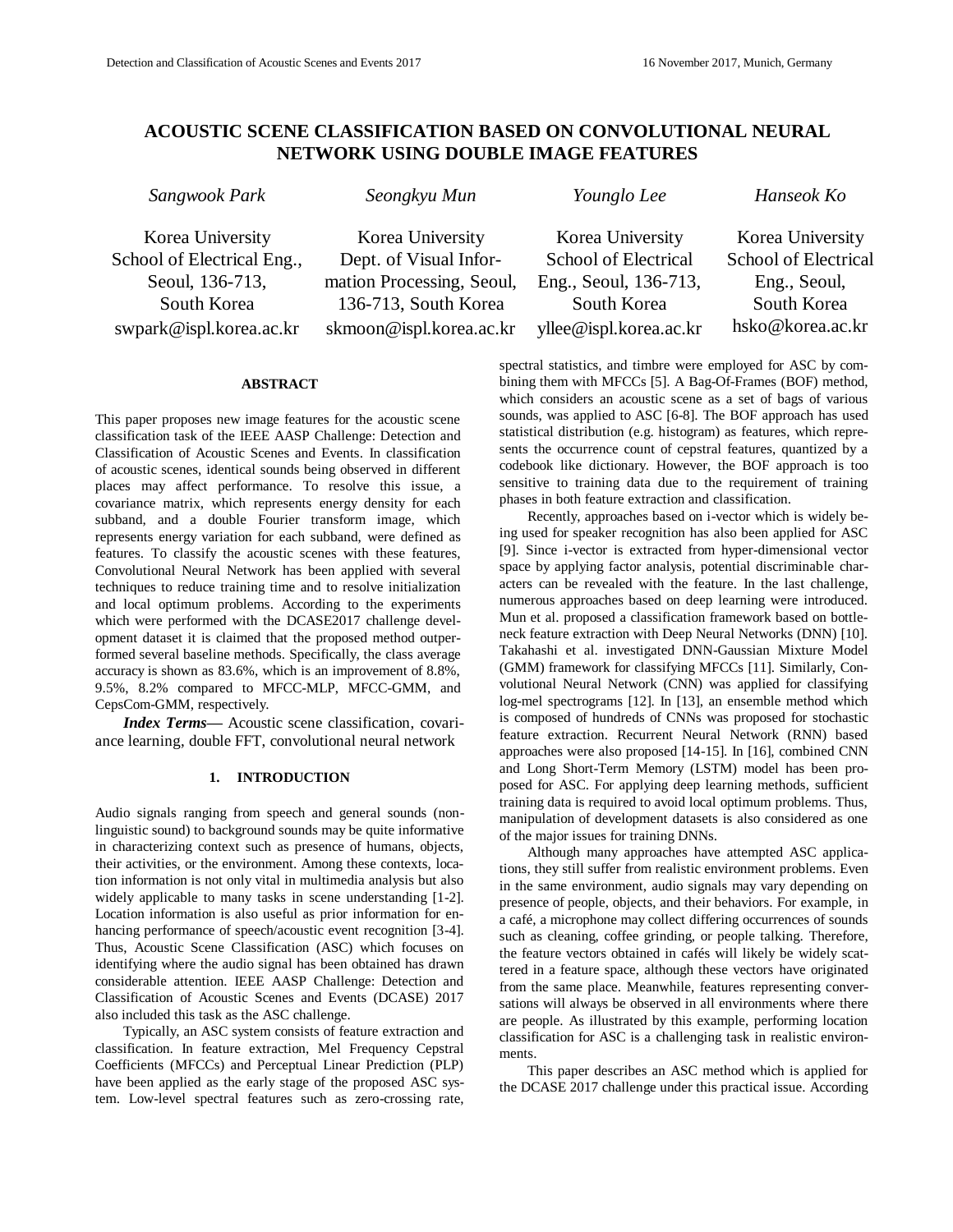# ACOUSTIC SCENE CLASSIFICATION BASED ON CONVOLUTIONAL NEURAL NETWORK USING DOUBLE IMAGE FEATURES

*Sangwook Park*
Korea University
School of Electrical Eng.,
Seoul, 136-713,
South Korea
swpark@ispl.korea.ac.kr

*Seongkyu Mun*
Korea University
Dept. of Visual Information Processing, Seoul,
136-713, South Korea
skmoon@ispl.korea.ac.kr

*Younglo Lee*
Korea University
School of Electrical
Eng., Seoul, 136-713,
South Korea
yllee@ispl.korea.ac.kr

*Hanseok Ko*
Korea University
School of Electrical
Eng., Seoul,
South Korea
hsko@korea.ac.kr

## ABSTRACT

This paper proposes new image features for the acoustic scene classification task of the IEEE AASP Challenge: Detection and Classification of Acoustic Scenes and Events. In classification of acoustic scenes, identical sounds being observed in different places may affect performance. To resolve this issue, a covariance matrix, which represents energy density for each subband, and a double Fourier transform image, which represents energy variation for each subband, were defined as features. To classify the acoustic scenes with these features, Convolutional Neural Network has been applied with several techniques to reduce training time and to resolve initialization and local optimum problems. According to the experiments which were performed with the DCASE2017 challenge development dataset it is claimed that the proposed method outperformed several baseline methods. Specifically, the class average accuracy is shown as 83.6%, which is an improvement of 8.8%, 9.5%, 8.2% compared to MFCC-MLP, MFCC-GMM, and CepsCom-GMM, respectively.

***Index Terms*—** Acoustic scene classification, covariance learning, double FFT, convolutional neural network

## 1. INTRODUCTION

Audio signals ranging from speech and general sounds (non-linguistic sound) to background sounds may be quite informative in characterizing context such as presence of humans, objects, their activities, or the environment. Among these contexts, location information is not only vital in multimedia analysis but also widely applicable to many tasks in scene understanding [1-2]. Location information is also useful as prior information for enhancing performance of speech/acoustic event recognition [3-4]. Thus, Acoustic Scene Classification (ASC) which focuses on identifying where the audio signal has been obtained has drawn considerable attention. IEEE AASP Challenge: Detection and Classification of Acoustic Scenes and Events (DCASE) 2017 also included this task as the ASC challenge.

Typically, an ASC system consists of feature extraction and classification. In feature extraction, Mel Frequency Cepstral Coefficients (MFCCs) and Perceptual Linear Prediction (PLP) have been applied as the early stage of the proposed ASC system. Low-level spectral features such as zero-crossing rate, spectral statistics, and timbre were employed for ASC by combining them with MFCCs [5]. A Bag-Of-Frames (BOF) method, which considers an acoustic scene as a set of bags of various sounds, was applied to ASC [6-8]. The BOF approach has used statistical distribution (e.g. histogram) as features, which represents the occurrence count of cepstral features, quantized by a codebook like dictionary. However, the BOF approach is too sensitive to training data due to the requirement of training phases in both feature extraction and classification.

Recently, approaches based on i-vector which is widely being used for speaker recognition has also been applied for ASC [9]. Since i-vector is extracted from hyper-dimensional vector space by applying factor analysis, potential discriminable characters can be revealed with the feature. In the last challenge, numerous approaches based on deep learning were introduced. Mun et al. proposed a classification framework based on bottleneck feature extraction with Deep Neural Networks (DNN) [10]. Takahashi et al. investigated DNN-Gaussian Mixture Model (GMM) framework for classifying MFCCs [11]. Similarly, Convolutional Neural Network (CNN) was applied for classifying log-mel spectrograms [12]. In [13], an ensemble method which is composed of hundreds of CNNs was proposed for stochastic feature extraction. Recurrent Neural Network (RNN) based approaches were also proposed [14-15]. In [16], combined CNN and Long Short-Term Memory (LSTM) model has been proposed for ASC. For applying deep learning methods, sufficient training data is required to avoid local optimum problems. Thus, manipulation of development datasets is also considered as one of the major issues for training DNNs.

Although many approaches have attempted ASC applications, they still suffer from realistic environment problems. Even in the same environment, audio signals may vary depending on presence of people, objects, and their behaviors. For example, in a café, a microphone may collect differing occurrences of sounds such as cleaning, coffee grinding, or people talking. Therefore, the feature vectors obtained in cafés will likely be widely scattered in a feature space, although these vectors have originated from the same place. Meanwhile, features representing conversations will always be observed in all environments where there are people. As illustrated by this example, performing location classification for ASC is a challenging task in realistic environments.

This paper describes an ASC method which is applied for the DCASE 2017 challenge under this practical issue. According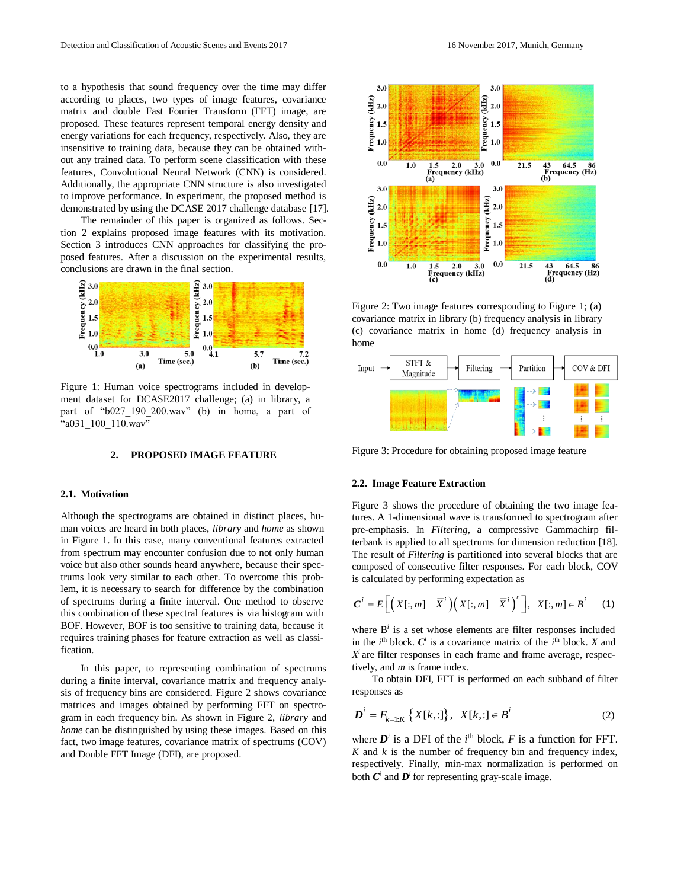to a hypothesis that sound frequency over the time may differ according to places, two types of image features, covariance matrix and double Fast Fourier Transform (FFT) image, are proposed. These features represent temporal energy density and energy variations for each frequency, respectively. Also, they are insensitive to training data, because they can be obtained without any trained data. To perform scene classification with these features, Convolutional Neural Network (CNN) is considered. Additionally, the appropriate CNN structure is also investigated to improve performance. In experiment, the proposed method is demonstrated by using the DCASE 2017 challenge database [17].

The remainder of this paper is organized as follows. Section 2 explains proposed image features with its motivation. Section 3 introduces CNN approaches for classifying the proposed features. After a discussion on the experimental results, conclusions are drawn in the final section.

Figure 1: Human voice spectrograms included in development dataset for DCASE2017 challenge; (a) in library, a part of "b027_190_200.wav" (b) in home, a part of "a031_100_110.wav"

## 2. PROPOSED IMAGE FEATURE

### 2.1. Motivation

Although the spectrograms are obtained in distinct places, human voices are heard in both places, *library* and *home* as shown in Figure 1. In this case, many conventional features extracted from spectrum may encounter confusion due to not only human voice but also other sounds heard anywhere, because their spectrums look very similar to each other. To overcome this problem, it is necessary to search for difference by the combination of spectrums during a finite interval. One method to observe this combination of these spectral features is via histogram with BOF. However, BOF is too sensitive to training data, because it requires training phases for feature extraction as well as classification.

In this paper, to representing combination of spectrums during a finite interval, covariance matrix and frequency analysis of frequency bins are considered. Figure 2 shows covariance matrices and images obtained by performing FFT on spectrogram in each frequency bin. As shown in Figure 2, *library* and *home* can be distinguished by using these images. Based on this fact, two image features, covariance matrix of spectrums (COV) and Double FFT Image (DFI), are proposed.

Figure 2: Two image features corresponding to Figure 1; (a) covariance matrix in library (b) frequency analysis in library (c) covariance matrix in home (d) frequency analysis in home

Figure 3: Procedure for obtaining proposed image feature

### 2.2. Image Feature Extraction

Figure 3 shows the procedure of obtaining the two image features. A 1-dimensional wave is transformed to spectrogram after pre-emphasis. In *Filtering*, a compressive Gammachirp filterbank is applied to all spectrums for dimension reduction [18]. The result of *Filtering* is partitioned into several blocks that are composed of consecutive filter responses. For each block, COV is calculated by performing expectation as

$$\boldsymbol{C}^i = E\left[\left(X[:,m]-\overline{X}^i\right)\left(X[:,m]-\overline{X}^i\right)^T\right],\quad X[:,m]\in B^i \qquad (1)$$

where $B^i$ is a set whose elements are filter responses included in the $i^{\text{th}}$ block. $\boldsymbol{C}^i$ is a covariance matrix of the $i^{\text{th}}$ block. $X$ and $X^i$ are filter responses in each frame and frame average, respectively, and $m$ is frame index.

To obtain DFI, FFT is performed on each subband of filter responses as

$$\boldsymbol{D}^i = F_{k=1:K}\left\{X[k,:]\right\},\quad X[k,:]\in B^i \qquad (2)$$

where $\boldsymbol{D}^i$ is a DFI of the $i^{\text{th}}$ block, $F$ is a function for FFT. $K$ and $k$ is the number of frequency bin and frequency index, respectively. Finally, min-max normalization is performed on both $\boldsymbol{C}^i$ and $\boldsymbol{D}^i$ for representing gray-scale image.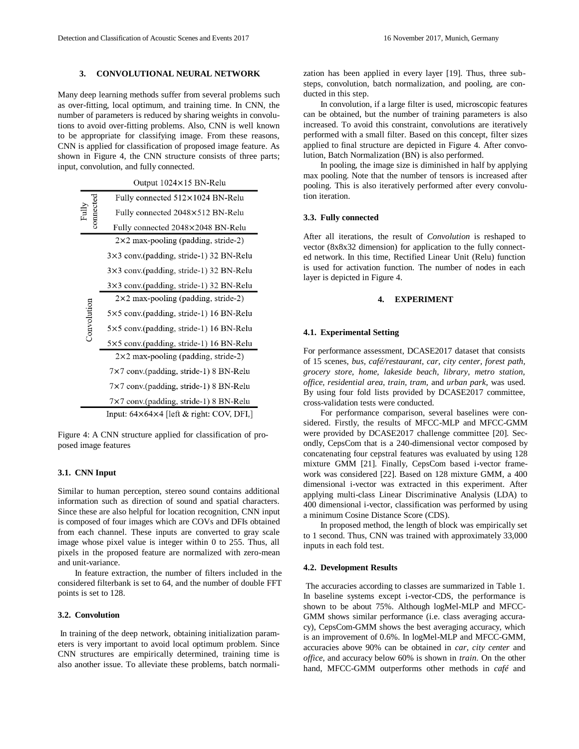## 3. CONVOLUTIONAL NEURAL NETWORK

Many deep learning methods suffer from several problems such as over-fitting, local optimum, and training time. In CNN, the number of parameters is reduced by sharing weights in convolutions to avoid over-fitting problems. Also, CNN is well known to be appropriate for classifying image. From these reasons, CNN is applied for classification of proposed image feature. As shown in Figure 4, the CNN structure consists of three parts; input, convolution, and fully connected.

| | Output 1024×15 BN-Relu |
|---|---|
| Fully connected | Fully connected 512×1024 BN-Relu |
| | Fully connected 2048×512 BN-Relu |
| | Fully connected 2048×2048 BN-Relu |
| Convolution | 2×2 max-pooling (padding, stride-2) |
| | 3×3 conv.(padding, stride-1) 32 BN-Relu |
| | 3×3 conv.(padding, stride-1) 32 BN-Relu |
| | 3×3 conv.(padding, stride-1) 32 BN-Relu |
| | 2×2 max-pooling (padding, stride-2) |
| | 5×5 conv.(padding, stride-1) 16 BN-Relu |
| | 5×5 conv.(padding, stride-1) 16 BN-Relu |
| | 5×5 conv.(padding, stride-1) 16 BN-Relu |
| | 2×2 max-pooling (padding, stride-2) |
| | 7×7 conv.(padding, stride-1) 8 BN-Relu |
| | 7×7 conv.(padding, stride-1) 8 BN-Relu |
| | 7×7 conv.(padding, stride-1) 8 BN-Relu |
| | Input: 64×64×4 [left & right: COV, DFI,] |

Figure 4: A CNN structure applied for classification of proposed image features

### 3.1. CNN Input

Similar to human perception, stereo sound contains additional information such as direction of sound and spatial characters. Since these are also helpful for location recognition, CNN input is composed of four images which are COVs and DFIs obtained from each channel. These inputs are converted to gray scale image whose pixel value is integer within 0 to 255. Thus, all pixels in the proposed feature are normalized with zero-mean and unit-variance.

In feature extraction, the number of filters included in the considered filterbank is set to 64, and the number of double FFT points is set to 128.

### 3.2. Convolution

In training of the deep network, obtaining initialization parameters is very important to avoid local optimum problem. Since CNN structures are empirically determined, training time is also another issue. To alleviate these problems, batch normalization has been applied in every layer [19]. Thus, three substeps, convolution, batch normalization, and pooling, are conducted in this step.

In convolution, if a large filter is used, microscopic features can be obtained, but the number of training parameters is also increased. To avoid this constraint, convolutions are iteratively performed with a small filter. Based on this concept, filter sizes applied to final structure are depicted in Figure 4. After convolution, Batch Normalization (BN) is also performed.

In pooling, the image size is diminished in half by applying max pooling. Note that the number of tensors is increased after pooling. This is also iteratively performed after every convolution iteration.

### 3.3. Fully connected

After all iterations, the result of *Convolution* is reshaped to vector (8x8x32 dimension) for application to the fully connected network. In this time, Rectified Linear Unit (Relu) function is used for activation function. The number of nodes in each layer is depicted in Figure 4.

## 4. EXPERIMENT

### 4.1. Experimental Setting

For performance assessment, DCASE2017 dataset that consists of 15 scenes, *bus, café/restaurant, car, city center, forest path, grocery store, home, lakeside beach, library, metro station, office, residential area, train, tram,* and *urban park,* was used. By using four fold lists provided by DCASE2017 committee, cross-validation tests were conducted.

For performance comparison, several baselines were considered. Firstly, the results of MFCC-MLP and MFCC-GMM were provided by DCASE2017 challenge committee [20]. Secondly, CepsCom that is a 240-dimensional vector composed by concatenating four cepstral features was evaluated by using 128 mixture GMM [21]. Finally, CepsCom based i-vector framework was considered [22]. Based on 128 mixture GMM, a 400 dimensional i-vector was extracted in this experiment. After applying multi-class Linear Discriminative Analysis (LDA) to 400 dimensional i-vector, classification was performed by using a minimum Cosine Distance Score (CDS).

In proposed method, the length of block was empirically set to 1 second. Thus, CNN was trained with approximately 33,000 inputs in each fold test.

### 4.2. Development Results

The accuracies according to classes are summarized in Table 1. In baseline systems except i-vector-CDS, the performance is shown to be about 75%. Although logMel-MLP and MFCC-GMM shows similar performance (i.e. class averaging accuracy), CepsCom-GMM shows the best averaging accuracy, which is an improvement of 0.6%. In logMel-MLP and MFCC-GMM, accuracies above 90% can be obtained in *car, city center* and *office*, and accuracy below 60% is shown in *train*. On the other hand, MFCC-GMM outperforms other methods in *café* and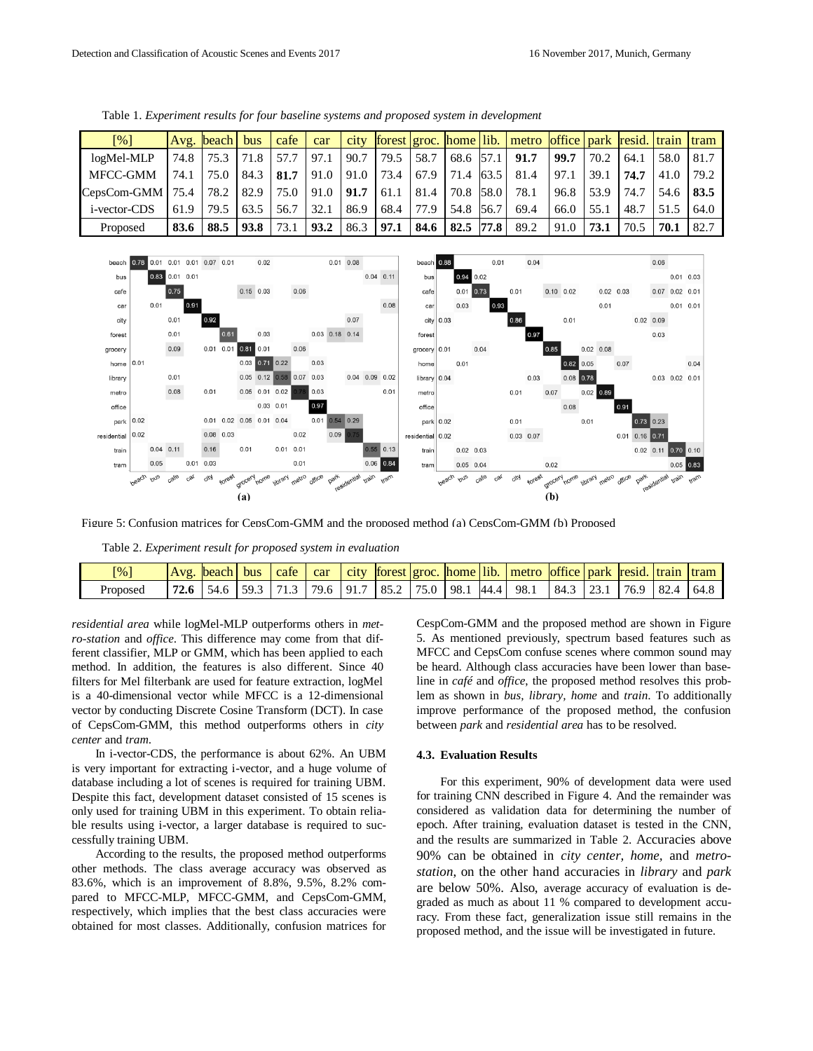Table 1. *Experiment results for four baseline systems and proposed system in development*

| [%] | Avg. | beach | bus | cafe | car | city | forest | groc. | home | lib. | metro | office | park | resid. | train | tram |
|---|---|---|---|---|---|---|---|---|---|---|---|---|---|---|---|---|
| logMel-MLP | 74.8 | 75.3 | 71.8 | 57.7 | 97.1 | 90.7 | 79.5 | 58.7 | 68.6 | 57.1 | **91.7** | **99.7** | 70.2 | 64.1 | 58.0 | 81.7 |
| MFCC-GMM | 74.1 | 75.0 | 84.3 | **81.7** | 91.0 | 91.0 | 73.4 | 67.9 | 71.4 | 63.5 | 81.4 | 97.1 | 39.1 | **74.7** | 41.0 | 79.2 |
| CepsCom-GMM | 75.4 | 78.2 | 82.9 | 75.0 | 91.0 | **91.7** | 61.1 | 81.4 | 70.8 | 58.0 | 78.1 | 96.8 | 53.9 | 74.7 | 54.6 | **83.5** |
| i-vector-CDS | 61.9 | 79.5 | 63.5 | 56.7 | 32.1 | 86.9 | 68.4 | 77.9 | 54.8 | 56.7 | 69.4 | 66.0 | 55.1 | 48.7 | 51.5 | 64.0 |
| Proposed | **83.6** | **88.5** | **93.8** | 73.1 | **93.2** | 86.3 | **97.1** | **84.6** | **82.5** | **77.8** | 89.2 | 91.0 | **73.1** | 70.5 | **70.1** | 82.7 |

Figure 5: Confusion matrices for CepsCom-GMM and the proposed method (a) CepsCom-GMM (b) Proposed

Table 2. *Experiment result for proposed system in evaluation*

| [%] | Avg. | beach | bus | cafe | car | city | forest | groc. | home | lib. | metro | office | park | resid. | train | tram |
|---|---|---|---|---|---|---|---|---|---|---|---|---|---|---|---|---|
| Proposed | **72.6** | 54.6 | 59.3 | 71.3 | 79.6 | 91.7 | 85.2 | 75.0 | 98.1 | 44.4 | 98.1 | 84.3 | 23.1 | 76.9 | 82.4 | 64.8 |

*residential area* while logMel-MLP outperforms others in *metro-station* and *office*. This difference may come from that different classifier, MLP or GMM, which has been applied to each method. In addition, the features is also different. Since 40 filters for Mel filterbank are used for feature extraction, logMel is a 40-dimensional vector while MFCC is a 12-dimensional vector by conducting Discrete Cosine Transform (DCT). In case of CepsCom-GMM, this method outperforms others in *city center* and *tram*.

In i-vector-CDS, the performance is about 62%. An UBM is very important for extracting i-vector, and a huge volume of database including a lot of scenes is required for training UBM. Despite this fact, development dataset consisted of 15 scenes is only used for training UBM in this experiment. To obtain reliable results using i-vector, a larger database is required to successfully training UBM.

According to the results, the proposed method outperforms other methods. The class average accuracy was observed as 83.6%, which is an improvement of 8.8%, 9.5%, 8.2% compared to MFCC-MLP, MFCC-GMM, and CepsCom-GMM, respectively, which implies that the best class accuracies were obtained for most classes. Additionally, confusion matrices for CespCom-GMM and the proposed method are shown in Figure 5. As mentioned previously, spectrum based features such as MFCC and CepsCom confuse scenes where common sound may be heard. Although class accuracies have been lower than baseline in *café* and *office*, the proposed method resolves this problem as shown in *bus*, *library*, *home* and *train*. To additionally improve performance of the proposed method, the confusion between *park* and *residential area* has to be resolved.

### 4.3. Evaluation Results

For this experiment, 90% of development data were used for training CNN described in Figure 4. And the remainder was considered as validation data for determining the number of epoch. After training, evaluation dataset is tested in the CNN, and the results are summarized in Table 2. Accuracies above 90% can be obtained in *city center*, *home*, and *metro-station*, on the other hand accuracies in *library* and *park* are below 50%. Also, average accuracy of evaluation is degraded as much as about 11 % compared to development accuracy. From these fact, generalization issue still remains in the proposed method, and the issue will be investigated in future.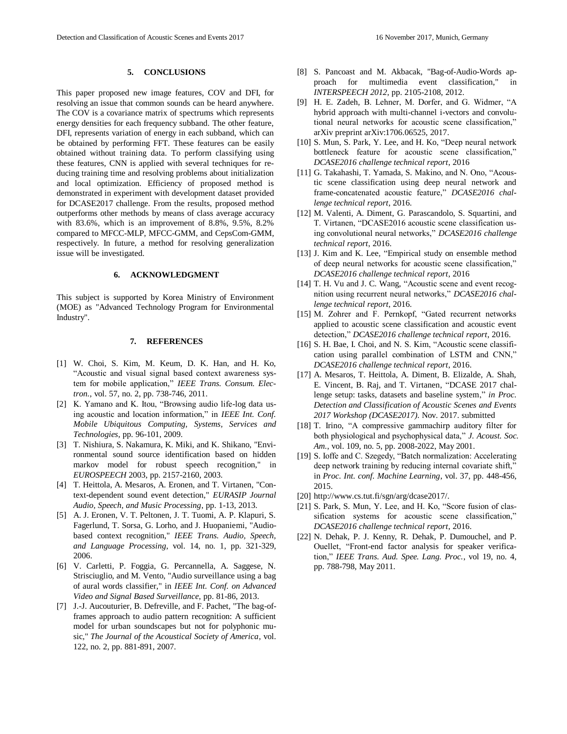## 5. CONCLUSIONS

This paper proposed new image features, COV and DFI, for resolving an issue that common sounds can be heard anywhere. The COV is a covariance matrix of spectrums which represents energy densities for each frequency subband. The other feature, DFI, represents variation of energy in each subband, which can be obtained by performing FFT. These features can be easily obtained without training data. To perform classifying using these features, CNN is applied with several techniques for reducing training time and resolving problems about initialization and local optimization. Efficiency of proposed method is demonstrated in experiment with development dataset provided for DCASE2017 challenge. From the results, proposed method outperforms other methods by means of class average accuracy with 83.6%, which is an improvement of 8.8%, 9.5%, 8.2% compared to MFCC-MLP, MFCC-GMM, and CepsCom-GMM, respectively. In future, a method for resolving generalization issue will be investigated.

## 6. ACKNOWLEDGMENT

This subject is supported by Korea Ministry of Environment (MOE) as "Advanced Technology Program for Environmental Industry".

## 7. REFERENCES

[1] W. Choi, S. Kim, M. Keum, D. K. Han, and H. Ko, "Acoustic and visual signal based context awareness system for mobile application," *IEEE Trans. Consum. Electron.*, vol. 57, no. 2, pp. 738-746, 2011.

[2] K. Yamano and K. Itou, "Browsing audio life-log data using acoustic and location information," in *IEEE Int. Conf. Mobile Ubiquitous Computing, Systems, Services and Technologies*, pp. 96-101, 2009.

[3] T. Nishiura, S. Nakamura, K. Miki, and K. Shikano, "Environmental sound source identification based on hidden markov model for robust speech recognition," in *EUROSPEECH* 2003, pp. 2157-2160, 2003.

[4] T. Heittola, A. Mesaros, A. Eronen, and T. Virtanen, "Context-dependent sound event detection," *EURASIP Journal Audio, Speech, and Music Processing*, pp. 1-13, 2013.

[5] A. J. Eronen, V. T. Peltonen, J. T. Tuomi, A. P. Klapuri, S. Fagerlund, T. Sorsa, G. Lorho, and J. Huopaniemi, "Audio-based context recognition," *IEEE Trans. Audio, Speech, and Language Processing*, vol. 14, no. 1, pp. 321-329, 2006.

[6] V. Carletti, P. Foggia, G. Percannella, A. Saggese, N. Strisciuglio, and M. Vento, "Audio surveillance using a bag of aural words classifier," in *IEEE Int. Conf. on Advanced Video and Signal Based Surveillance*, pp. 81-86, 2013.

[7] J.-J. Aucouturier, B. Defreville, and F. Pachet, "The bag-of-frames approach to audio pattern recognition: A sufficient model for urban soundscapes but not for polyphonic music," *The Journal of the Acoustical Society of America*, vol. 122, no. 2, pp. 881-891, 2007.

[8] S. Pancoast and M. Akbacak, "Bag-of-Audio-Words approach for multimedia event classification," in *INTERSPEECH 2012*, pp. 2105-2108, 2012.

[9] H. E. Zadeh, B. Lehner, M. Dorfer, and G. Widmer, "A hybrid approach with multi-channel i-vectors and convolutional neural networks for acoustic scene classification," arXiv preprint arXiv:1706.06525, 2017.

[10] S. Mun, S. Park, Y. Lee, and H. Ko, "Deep neural network bottleneck feature for acoustic scene classification," *DCASE2016 challenge technical report*, 2016

[11] G. Takahashi, T. Yamada, S. Makino, and N. Ono, "Acoustic scene classification using deep neural network and frame-concatenated acoustic feature," *DCASE2016 challenge technical report*, 2016.

[12] M. Valenti, A. Diment, G. Parascandolo, S. Squartini, and T. Virtanen, "DCASE2016 acoustic scene classification using convolutional neural networks," *DCASE2016 challenge technical report*, 2016.

[13] J. Kim and K. Lee, "Empirical study on ensemble method of deep neural networks for acoustic scene classification," *DCASE2016 challenge technical report*, 2016

[14] T. H. Vu and J. C. Wang, "Acoustic scene and event recognition using recurrent neural networks," *DCASE2016 challenge technical report*, 2016.

[15] M. Zohrer and F. Pernkopf, "Gated recurrent networks applied to acoustic scene classification and acoustic event detection," *DCASE2016 challenge technical report*, 2016.

[16] S. H. Bae, I. Choi, and N. S. Kim, "Acoustic scene classification using parallel combination of LSTM and CNN," *DCASE2016 challenge technical report*, 2016.

[17] A. Mesaros, T. Heittola, A. Diment, B. Elizalde, A. Shah, E. Vincent, B. Raj, and T. Virtanen, "DCASE 2017 challenge setup: tasks, datasets and baseline system," *in Proc. Detection and Classification of Acoustic Scenes and Events 2017 Workshop (DCASE2017)*. Nov. 2017. submitted

[18] T. Irino, "A compressive gammachirp auditory filter for both physiological and psychophysical data," *J. Acoust. Soc. Am.*, vol. 109, no. 5, pp. 2008-2022, May 2001.

[19] S. Ioffe and C. Szegedy, "Batch normalization: Accelerating deep network training by reducing internal covariate shift," in *Proc. Int. conf. Machine Learning*, vol. 37, pp. 448-456, 2015.

[20] http://www.cs.tut.fi/sgn/arg/dcase2017/.

[21] S. Park, S. Mun, Y. Lee, and H. Ko, "Score fusion of classification systems for acoustic scene classification," *DCASE2016 challenge technical report*, 2016.

[22] N. Dehak, P. J. Kenny, R. Dehak, P. Dumouchel, and P. Ouellet, "Front-end factor analysis for speaker verification," *IEEE Trans. Aud. Spee. Lang. Proc.*, vol 19, no. 4, pp. 788-798, May 2011.